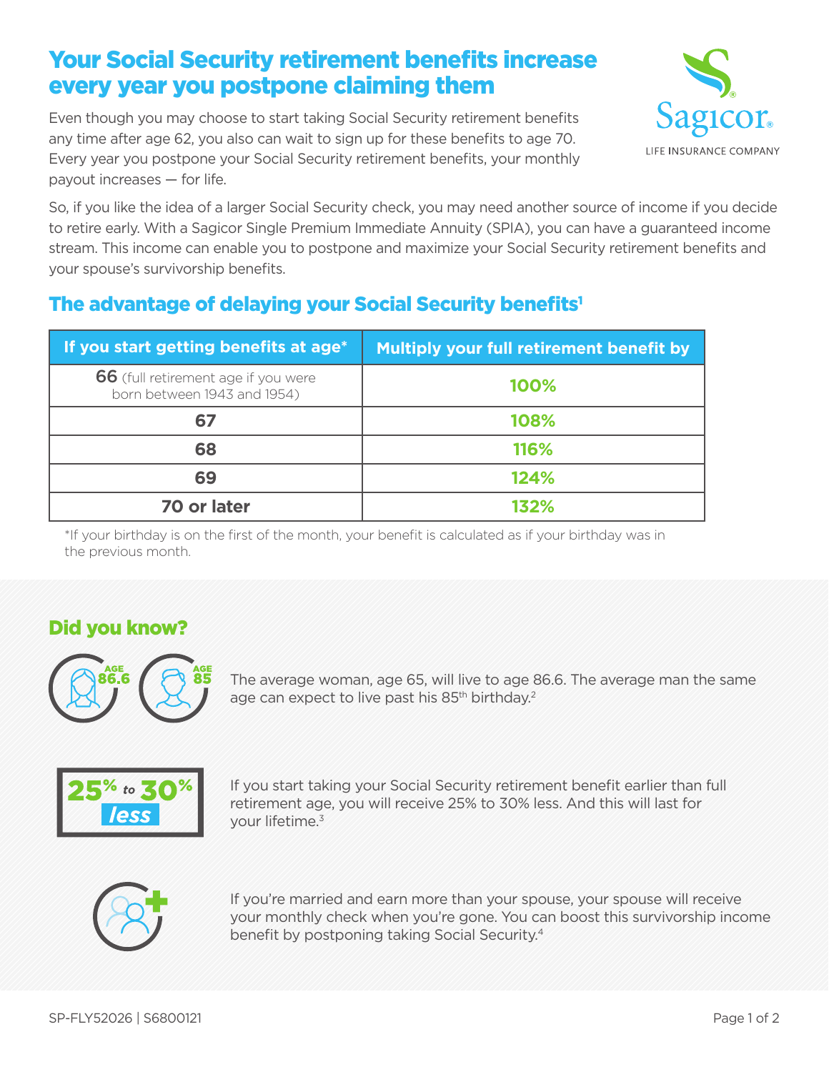# Your Social Security retirement benefits increase every year you postpone claiming them

Even though you may choose to start taking Social Security retirement benefits any time after age 62, you also can wait to sign up for these benefits to age 70. Every year you postpone your Social Security retirement benefits, your monthly payout increases — for life.

So, if you like the idea of a larger Social Security check, you may need another source of income if you decide to retire early. With a Sagicor Single Premium Immediate Annuity (SPIA), you can have a guaranteed income stream. This income can enable you to postpone and maximize your Social Security retirement benefits and your spouse's survivorship benefits.

## The advantage of delaying your Social Security benefits[1]

| If you start getting benefits at age* | Multiply your full retirement benefit by |
|---|---|
| **66** (full retirement age if you were born between 1943 and 1954) | **100%** |
| **67** | **108%** |
| **68** | **116%** |
| **69** | **124%** |
| **70 or later** | **132%** |

*If your birthday is on the first of the month, your benefit is calculated as if your birthday was in the previous month.

## Did you know?

AGE 86.6 | AGE 85

The average woman, age 65, will live to age 86.6. The average man the same age can expect to live past his 85th birthday.[2]

**25% to 30% less**

If you start taking your Social Security retirement benefit earlier than full retirement age, you will receive 25% to 30% less. And this will last for your lifetime.[3]

If you're married and earn more than your spouse, your spouse will receive your monthly check when you're gone. You can boost this survivorship income benefit by postponing taking Social Security.[4]

SP-FLY52026 | S6800121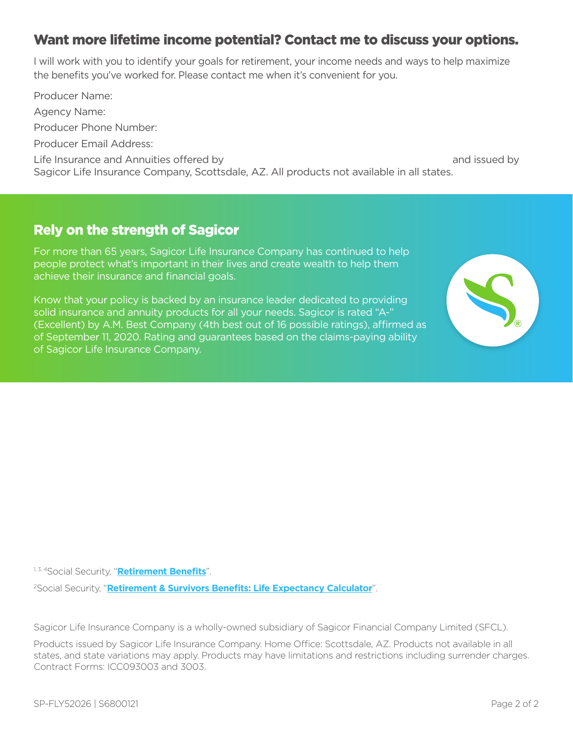## Want more lifetime income potential? Contact me to discuss your options.

I will work with you to identify your goals for retirement, your income needs and ways to help maximize the benefits you've worked for. Please contact me when it's convenient for you.

Producer Name:

Agency Name:

Producer Phone Number:

Producer Email Address:

Life Insurance and Annuities offered by and issued by Sagicor Life Insurance Company, Scottsdale, AZ. All products not available in all states.

## Rely on the strength of Sagicor

For more than 65 years, Sagicor Life Insurance Company has continued to help people protect what's important in their lives and create wealth to help them achieve their insurance and financial goals.

Know that your policy is backed by an insurance leader dedicated to providing solid insurance and annuity products for all your needs. Sagicor is rated "A-" (Excellent) by A.M. Best Company (4th best out of 16 possible ratings), affirmed as of September 11, 2020. Rating and guarantees based on the claims-paying ability of Sagicor Life Insurance Company.

[1, 3, 4] Social Security, "**Retirement Benefits**".

[2] Social Security, "**Retirement & Survivors Benefits: Life Expectancy Calculator**".

Sagicor Life Insurance Company is a wholly-owned subsidiary of Sagicor Financial Company Limited (SFCL).

Products issued by Sagicor Life Insurance Company. Home Office: Scottsdale, AZ. Products not available in all states, and state variations may apply. Products may have limitations and restrictions including surrender charges. Contract Forms: ICC093003 and 3003.

SP-FLY52026 | S6800121